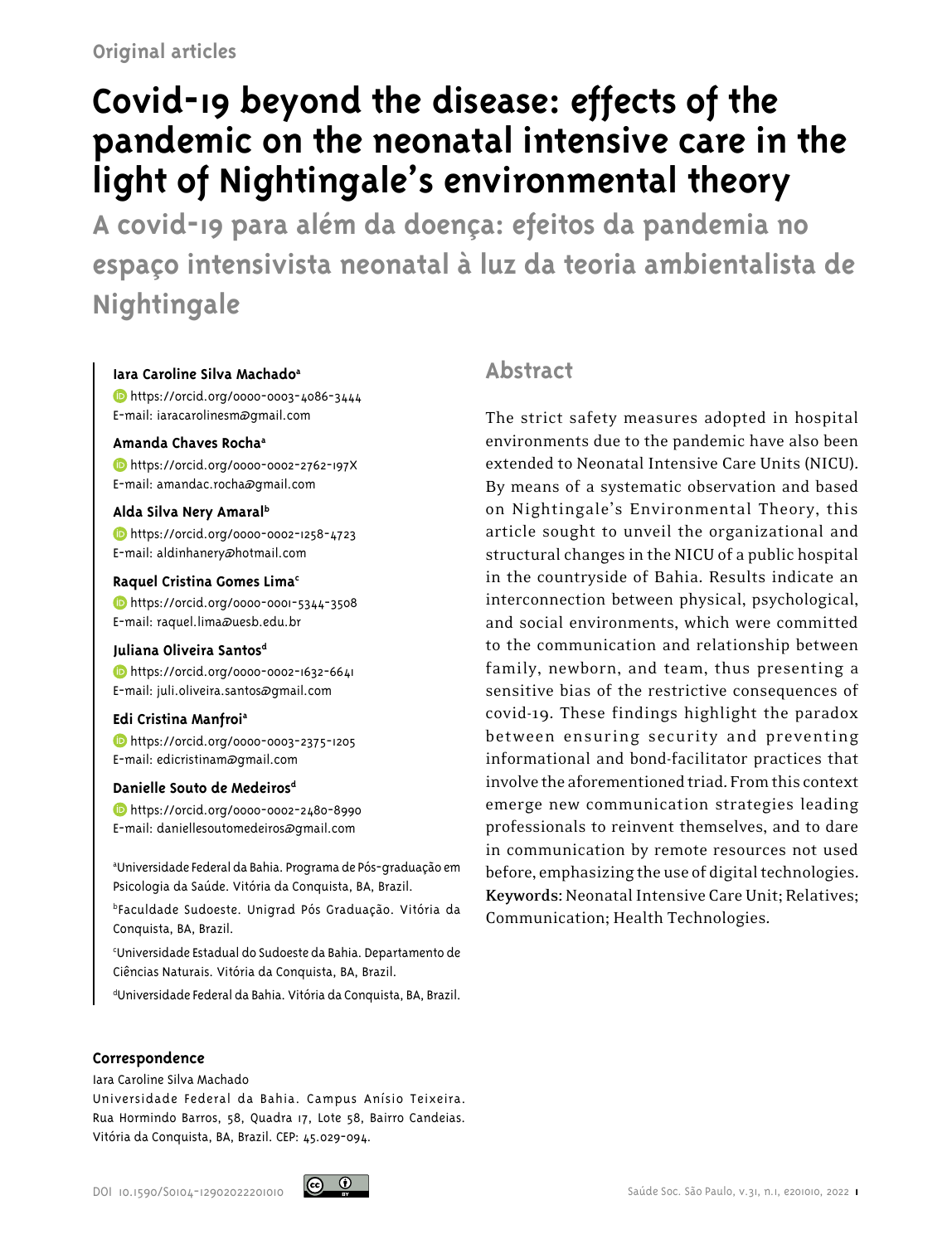Original articles

# Covid-19 beyond the disease: effects of the pandemic on the neonatal intensive care in the light of Nightingale's environmental theory

## A covid-19 para além da doença: efeitos da pandemia no espaço intensivista neonatal à luz da teoria ambientalista de Nightingale

**Iara Caroline Silva Machado**[a]
https://orcid.org/0000-0003-4086-3444
E-mail: iaracarolinesm@gmail.com

**Amanda Chaves Rocha**[a]
https://orcid.org/0000-0002-2762-197X
E-mail: amandac.rocha@gmail.com

**Alda Silva Nery Amaral**[b]
https://orcid.org/0000-0002-1258-4723
E-mail: aldinhanery@hotmail.com

**Raquel Cristina Gomes Lima**[c]
https://orcid.org/0000-0001-5344-3508
E-mail: raquel.lima@uesb.edu.br

**Juliana Oliveira Santos**[d]
https://orcid.org/0000-0002-1632-6641
E-mail: juli.oliveira.santos@gmail.com

**Edi Cristina Manfroi**[a]
https://orcid.org/0000-0003-2375-1205
E-mail: edicristinam@gmail.com

**Danielle Souto de Medeiros**[d]
https://orcid.org/0000-0002-2480-8990
E-mail: daniellesoutomedeiros@gmail.com

[a]Universidade Federal da Bahia. Programa de Pós-graduação em Psicologia da Saúde. Vitória da Conquista, BA, Brazil.

[b]Faculdade Sudoeste. Unigrad Pós Graduação. Vitória da Conquista, BA, Brazil.

[c]Universidade Estadual do Sudoeste da Bahia. Departamento de Ciências Naturais. Vitória da Conquista, BA, Brazil.

[d]Universidade Federal da Bahia. Vitória da Conquista, BA, Brazil.

## Abstract

The strict safety measures adopted in hospital environments due to the pandemic have also been extended to Neonatal Intensive Care Units (NICU). By means of a systematic observation and based on Nightingale's Environmental Theory, this article sought to unveil the organizational and structural changes in the NICU of a public hospital in the countryside of Bahia. Results indicate an interconnection between physical, psychological, and social environments, which were committed to the communication and relationship between family, newborn, and team, thus presenting a sensitive bias of the restrictive consequences of covid-19. These findings highlight the paradox between ensuring security and preventing informational and bond-facilitator practices that involve the aforementioned triad. From this context emerge new communication strategies leading professionals to reinvent themselves, and to dare in communication by remote resources not used before, emphasizing the use of digital technologies.

**Keywords:** Neonatal Intensive Care Unit; Relatives; Communication; Health Technologies.

**Correspondence**
Iara Caroline Silva Machado
Universidade Federal da Bahia. Campus Anísio Teixeira. Rua Hormindo Barros, 58, Quadra 17, Lote 58, Bairro Candeias. Vitória da Conquista, BA, Brazil. CEP: 45.029-094.

DOI 10.1590/S0104-12902022201010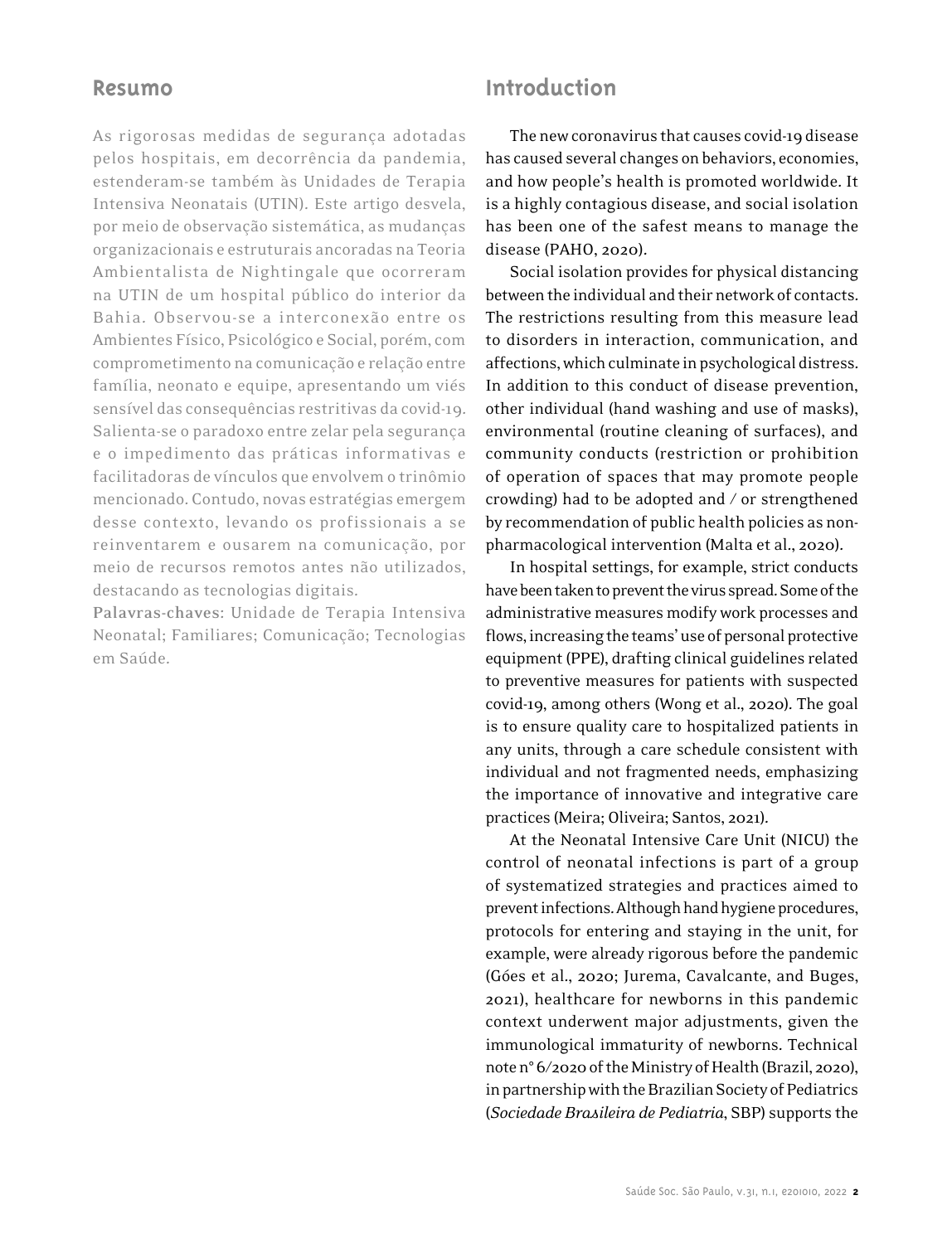## Resumo

As rigorosas medidas de segurança adotadas pelos hospitais, em decorrência da pandemia, estenderam-se também às Unidades de Terapia Intensiva Neonatais (UTIN). Este artigo desvela, por meio de observação sistemática, as mudanças organizacionais e estruturais ancoradas na Teoria Ambientalista de Nightingale que ocorreram na UTIN de um hospital público do interior da Bahia. Observou-se a interconexão entre os Ambientes Físico, Psicológico e Social, porém, com comprometimento na comunicação e relação entre família, neonato e equipe, apresentando um viés sensível das consequências restritivas da covid-19. Salienta-se o paradoxo entre zelar pela segurança e o impedimento das práticas informativas e facilitadoras de vínculos que envolvem o trinômio mencionado. Contudo, novas estratégias emergem desse contexto, levando os profissionais a se reinventarem e ousarem na comunicação, por meio de recursos remotos antes não utilizados, destacando as tecnologias digitais.

**Palavras-chaves**: Unidade de Terapia Intensiva Neonatal; Familiares; Comunicação; Tecnologias em Saúde.

## Introduction

The new coronavirus that causes covid-19 disease has caused several changes on behaviors, economies, and how people's health is promoted worldwide. It is a highly contagious disease, and social isolation has been one of the safest means to manage the disease (PAHO, 2020).

Social isolation provides for physical distancing between the individual and their network of contacts. The restrictions resulting from this measure lead to disorders in interaction, communication, and affections, which culminate in psychological distress. In addition to this conduct of disease prevention, other individual (hand washing and use of masks), environmental (routine cleaning of surfaces), and community conducts (restriction or prohibition of operation of spaces that may promote people crowding) had to be adopted and / or strengthened by recommendation of public health policies as non-pharmacological intervention (Malta et al., 2020).

In hospital settings, for example, strict conducts have been taken to prevent the virus spread. Some of the administrative measures modify work processes and flows, increasing the teams' use of personal protective equipment (PPE), drafting clinical guidelines related to preventive measures for patients with suspected covid-19, among others (Wong et al., 2020). The goal is to ensure quality care to hospitalized patients in any units, through a care schedule consistent with individual and not fragmented needs, emphasizing the importance of innovative and integrative care practices (Meira; Oliveira; Santos, 2021).

At the Neonatal Intensive Care Unit (NICU) the control of neonatal infections is part of a group of systematized strategies and practices aimed to prevent infections. Although hand hygiene procedures, protocols for entering and staying in the unit, for example, were already rigorous before the pandemic (Góes et al., 2020; Jurema, Cavalcante, and Buges, 2021), healthcare for newborns in this pandemic context underwent major adjustments, given the immunological immaturity of newborns. Technical note n° 6/2020 of the Ministry of Health (Brazil, 2020), in partnership with the Brazilian Society of Pediatrics (*Sociedade Brasileira de Pediatria*, SBP) supports the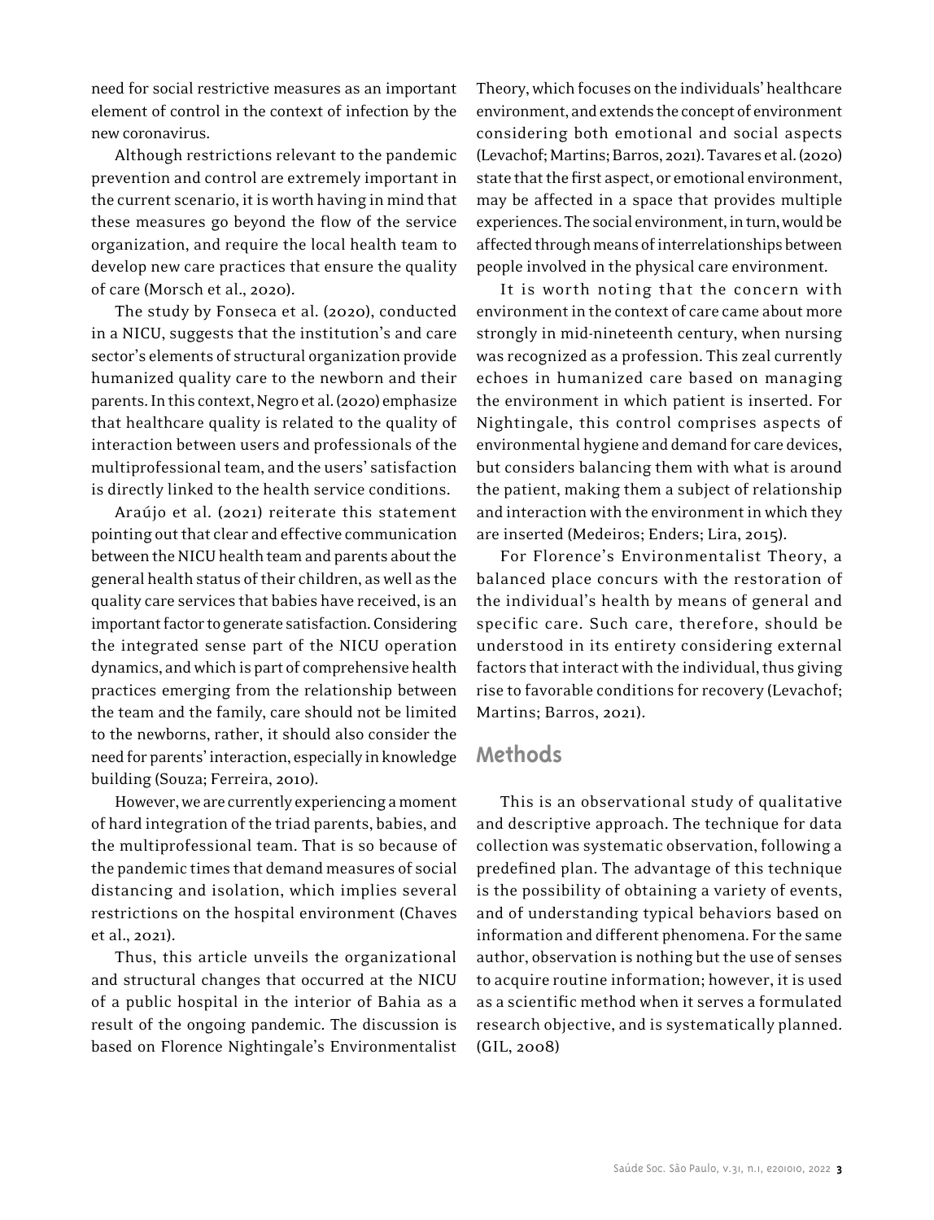need for social restrictive measures as an important element of control in the context of infection by the new coronavirus.

Although restrictions relevant to the pandemic prevention and control are extremely important in the current scenario, it is worth having in mind that these measures go beyond the flow of the service organization, and require the local health team to develop new care practices that ensure the quality of care (Morsch et al., 2020).

The study by Fonseca et al. (2020), conducted in a NICU, suggests that the institution's and care sector's elements of structural organization provide humanized quality care to the newborn and their parents. In this context, Negro et al. (2020) emphasize that healthcare quality is related to the quality of interaction between users and professionals of the multiprofessional team, and the users' satisfaction is directly linked to the health service conditions.

Araújo et al. (2021) reiterate this statement pointing out that clear and effective communication between the NICU health team and parents about the general health status of their children, as well as the quality care services that babies have received, is an important factor to generate satisfaction. Considering the integrated sense part of the NICU operation dynamics, and which is part of comprehensive health practices emerging from the relationship between the team and the family, care should not be limited to the newborns, rather, it should also consider the need for parents' interaction, especially in knowledge building (Souza; Ferreira, 2010).

However, we are currently experiencing a moment of hard integration of the triad parents, babies, and the multiprofessional team. That is so because of the pandemic times that demand measures of social distancing and isolation, which implies several restrictions on the hospital environment (Chaves et al., 2021).

Thus, this article unveils the organizational and structural changes that occurred at the NICU of a public hospital in the interior of Bahia as a result of the ongoing pandemic. The discussion is based on Florence Nightingale's Environmentalist Theory, which focuses on the individuals' healthcare environment, and extends the concept of environment considering both emotional and social aspects (Levachof; Martins; Barros, 2021). Tavares et al. (2020) state that the first aspect, or emotional environment, may be affected in a space that provides multiple experiences. The social environment, in turn, would be affected through means of interrelationships between people involved in the physical care environment.

It is worth noting that the concern with environment in the context of care came about more strongly in mid-nineteenth century, when nursing was recognized as a profession. This zeal currently echoes in humanized care based on managing the environment in which patient is inserted. For Nightingale, this control comprises aspects of environmental hygiene and demand for care devices, but considers balancing them with what is around the patient, making them a subject of relationship and interaction with the environment in which they are inserted (Medeiros; Enders; Lira, 2015).

For Florence's Environmentalist Theory, a balanced place concurs with the restoration of the individual's health by means of general and specific care. Such care, therefore, should be understood in its entirety considering external factors that interact with the individual, thus giving rise to favorable conditions for recovery (Levachof; Martins; Barros, 2021).

## Methods

This is an observational study of qualitative and descriptive approach. The technique for data collection was systematic observation, following a predefined plan. The advantage of this technique is the possibility of obtaining a variety of events, and of understanding typical behaviors based on information and different phenomena. For the same author, observation is nothing but the use of senses to acquire routine information; however, it is used as a scientific method when it serves a formulated research objective, and is systematically planned. (GIL, 2008)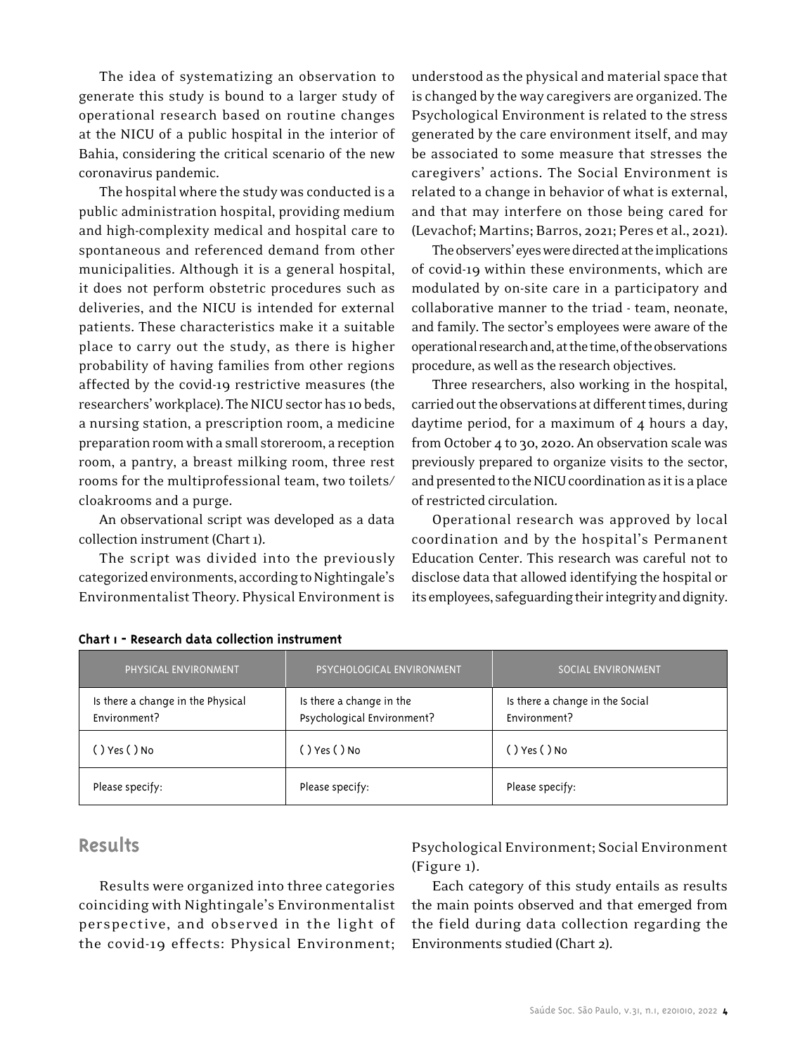The idea of systematizing an observation to generate this study is bound to a larger study of operational research based on routine changes at the NICU of a public hospital in the interior of Bahia, considering the critical scenario of the new coronavirus pandemic.

The hospital where the study was conducted is a public administration hospital, providing medium and high-complexity medical and hospital care to spontaneous and referenced demand from other municipalities. Although it is a general hospital, it does not perform obstetric procedures such as deliveries, and the NICU is intended for external patients. These characteristics make it a suitable place to carry out the study, as there is higher probability of having families from other regions affected by the covid-19 restrictive measures (the researchers' workplace). The NICU sector has 10 beds, a nursing station, a prescription room, a medicine preparation room with a small storeroom, a reception room, a pantry, a breast milking room, three rest rooms for the multiprofessional team, two toilets/cloakrooms and a purge.

An observational script was developed as a data collection instrument (Chart 1).

The script was divided into the previously categorized environments, according to Nightingale's Environmentalist Theory. Physical Environment is understood as the physical and material space that is changed by the way caregivers are organized. The Psychological Environment is related to the stress generated by the care environment itself, and may be associated to some measure that stresses the caregivers' actions. The Social Environment is related to a change in behavior of what is external, and that may interfere on those being cared for (Levachof; Martins; Barros, 2021; Peres et al., 2021).

The observers' eyes were directed at the implications of covid-19 within these environments, which are modulated by on-site care in a participatory and collaborative manner to the triad - team, neonate, and family. The sector's employees were aware of the operational research and, at the time, of the observations procedure, as well as the research objectives.

Three researchers, also working in the hospital, carried out the observations at different times, during daytime period, for a maximum of 4 hours a day, from October 4 to 30, 2020. An observation scale was previously prepared to organize visits to the sector, and presented to the NICU coordination as it is a place of restricted circulation.

Operational research was approved by local coordination and by the hospital's Permanent Education Center. This research was careful not to disclose data that allowed identifying the hospital or its employees, safeguarding their integrity and dignity.

**Chart 1 - Research data collection instrument**

| PHYSICAL ENVIRONMENT | PSYCHOLOGICAL ENVIRONMENT | SOCIAL ENVIRONMENT |
|---|---|---|
| Is there a change in the Physical Environment? | Is there a change in the Psychological Environment? | Is there a change in the Social Environment? |
| ( ) Yes ( ) No | ( ) Yes ( ) No | ( ) Yes ( ) No |
| Please specify: | Please specify: | Please specify: |

## Results

Results were organized into three categories coinciding with Nightingale's Environmentalist perspective, and observed in the light of the covid-19 effects: Physical Environment; Psychological Environment; Social Environment (Figure 1).

Each category of this study entails as results the main points observed and that emerged from the field during data collection regarding the Environments studied (Chart 2).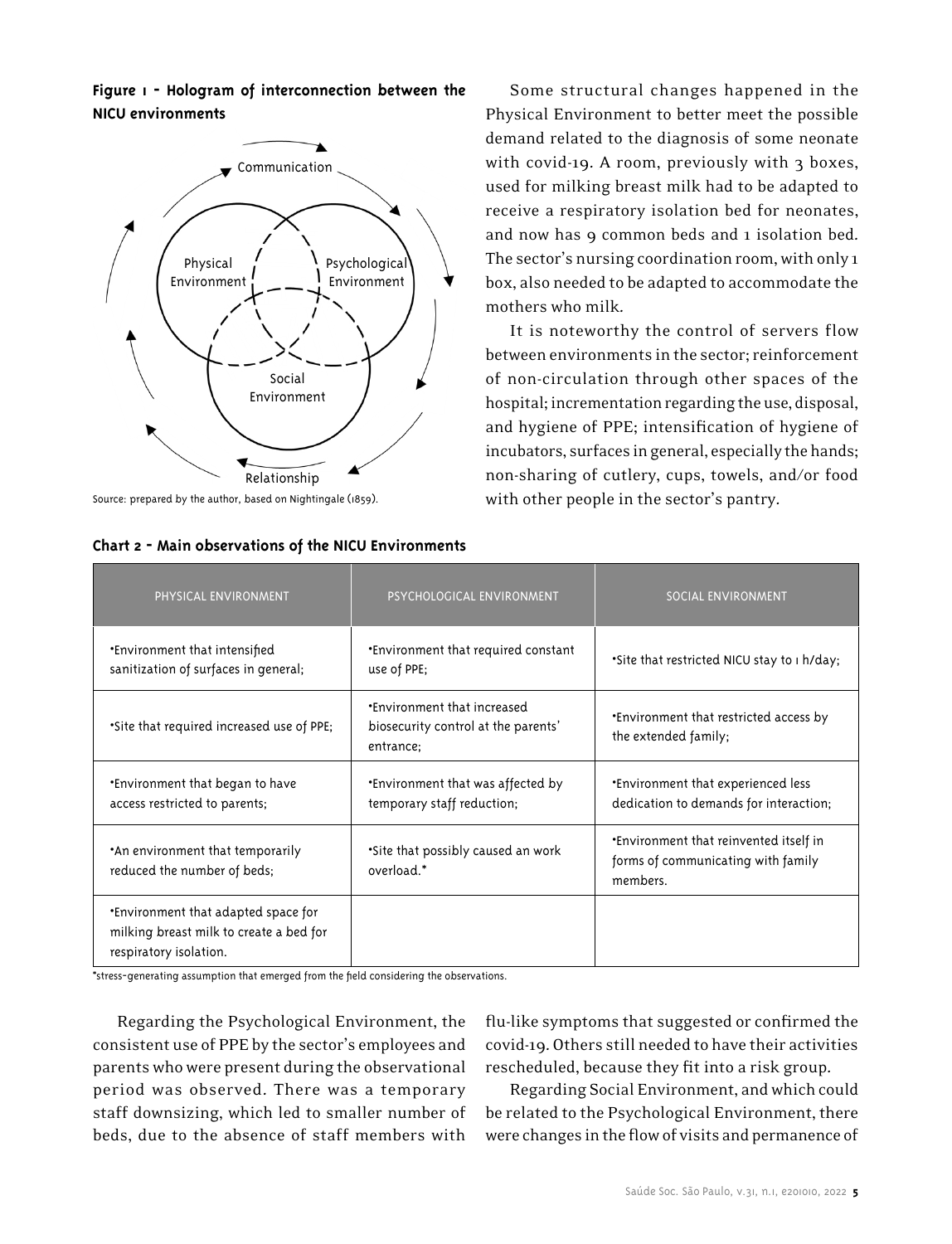**Figure 1 - Hologram of interconnection between the NICU environments**

Communication

Physical Environment

Psychological Environment

Social Environment

Relationship

Source: prepared by the author, based on Nightingale (1859).

Some structural changes happened in the Physical Environment to better meet the possible demand related to the diagnosis of some neonate with covid-19. A room, previously with 3 boxes, used for milking breast milk had to be adapted to receive a respiratory isolation bed for neonates, and now has 9 common beds and 1 isolation bed. The sector's nursing coordination room, with only 1 box, also needed to be adapted to accommodate the mothers who milk.

It is noteworthy the control of servers flow between environments in the sector; reinforcement of non-circulation through other spaces of the hospital; incrementation regarding the use, disposal, and hygiene of PPE; intensification of hygiene of incubators, surfaces in general, especially the hands; non-sharing of cutlery, cups, towels, and/or food with other people in the sector's pantry.

**Chart 2 - Main observations of the NICU Environments**

| PHYSICAL ENVIRONMENT | PSYCHOLOGICAL ENVIRONMENT | SOCIAL ENVIRONMENT |
|---|---|---|
| •Environment that intensified sanitization of surfaces in general; | •Environment that required constant use of PPE; | •Site that restricted NICU stay to 1 h/day; |
| •Site that required increased use of PPE; | •Environment that increased biosecurity control at the parents' entrance; | •Environment that restricted access by the extended family; |
| •Environment that began to have access restricted to parents; | •Environment that was affected by temporary staff reduction; | •Environment that experienced less dedication to demands for interaction; |
| •An environment that temporarily reduced the number of beds; | •Site that possibly caused an work overload.* | •Environment that reinvented itself in forms of communicating with family members. |
| •Environment that adapted space for milking breast milk to create a bed for respiratory isolation. | | |

*stress-generating assumption that emerged from the field considering the observations.

Regarding the Psychological Environment, the consistent use of PPE by the sector's employees and parents who were present during the observational period was observed. There was a temporary staff downsizing, which led to smaller number of beds, due to the absence of staff members with flu-like symptoms that suggested or confirmed the covid-19. Others still needed to have their activities rescheduled, because they fit into a risk group.

Regarding Social Environment, and which could be related to the Psychological Environment, there were changes in the flow of visits and permanence of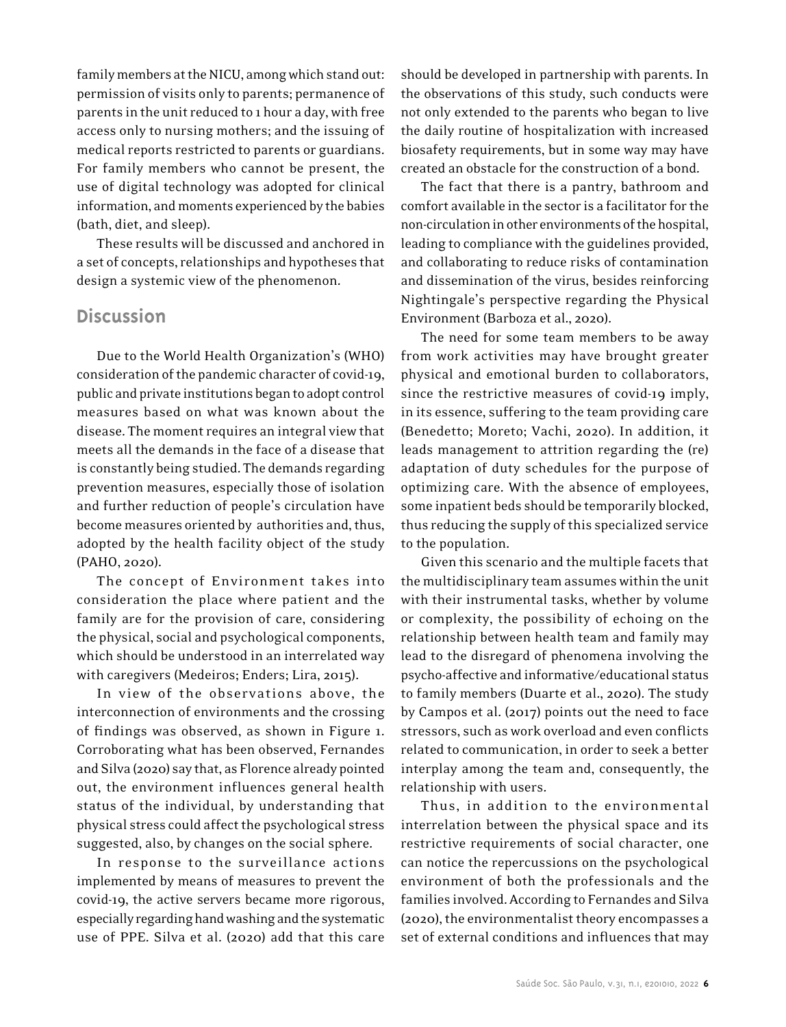family members at the NICU, among which stand out: permission of visits only to parents; permanence of parents in the unit reduced to 1 hour a day, with free access only to nursing mothers; and the issuing of medical reports restricted to parents or guardians. For family members who cannot be present, the use of digital technology was adopted for clinical information, and moments experienced by the babies (bath, diet, and sleep).

These results will be discussed and anchored in a set of concepts, relationships and hypotheses that design a systemic view of the phenomenon.

## Discussion

Due to the World Health Organization's (WHO) consideration of the pandemic character of covid-19, public and private institutions began to adopt control measures based on what was known about the disease. The moment requires an integral view that meets all the demands in the face of a disease that is constantly being studied. The demands regarding prevention measures, especially those of isolation and further reduction of people's circulation have become measures oriented by authorities and, thus, adopted by the health facility object of the study (PAHO, 2020).

The concept of Environment takes into consideration the place where patient and the family are for the provision of care, considering the physical, social and psychological components, which should be understood in an interrelated way with caregivers (Medeiros; Enders; Lira, 2015).

In view of the observations above, the interconnection of environments and the crossing of findings was observed, as shown in Figure 1. Corroborating what has been observed, Fernandes and Silva (2020) say that, as Florence already pointed out, the environment influences general health status of the individual, by understanding that physical stress could affect the psychological stress suggested, also, by changes on the social sphere.

In response to the surveillance actions implemented by means of measures to prevent the covid-19, the active servers became more rigorous, especially regarding hand washing and the systematic use of PPE. Silva et al. (2020) add that this care should be developed in partnership with parents. In the observations of this study, such conducts were not only extended to the parents who began to live the daily routine of hospitalization with increased biosafety requirements, but in some way may have created an obstacle for the construction of a bond.

The fact that there is a pantry, bathroom and comfort available in the sector is a facilitator for the non-circulation in other environments of the hospital, leading to compliance with the guidelines provided, and collaborating to reduce risks of contamination and dissemination of the virus, besides reinforcing Nightingale's perspective regarding the Physical Environment (Barboza et al., 2020).

The need for some team members to be away from work activities may have brought greater physical and emotional burden to collaborators, since the restrictive measures of covid-19 imply, in its essence, suffering to the team providing care (Benedetto; Moreto; Vachi, 2020). In addition, it leads management to attrition regarding the (re) adaptation of duty schedules for the purpose of optimizing care. With the absence of employees, some inpatient beds should be temporarily blocked, thus reducing the supply of this specialized service to the population.

Given this scenario and the multiple facets that the multidisciplinary team assumes within the unit with their instrumental tasks, whether by volume or complexity, the possibility of echoing on the relationship between health team and family may lead to the disregard of phenomena involving the psycho-affective and informative/educational status to family members (Duarte et al., 2020). The study by Campos et al. (2017) points out the need to face stressors, such as work overload and even conflicts related to communication, in order to seek a better interplay among the team and, consequently, the relationship with users.

Thus, in addition to the environmental interrelation between the physical space and its restrictive requirements of social character, one can notice the repercussions on the psychological environment of both the professionals and the families involved. According to Fernandes and Silva (2020), the environmentalist theory encompasses a set of external conditions and influences that may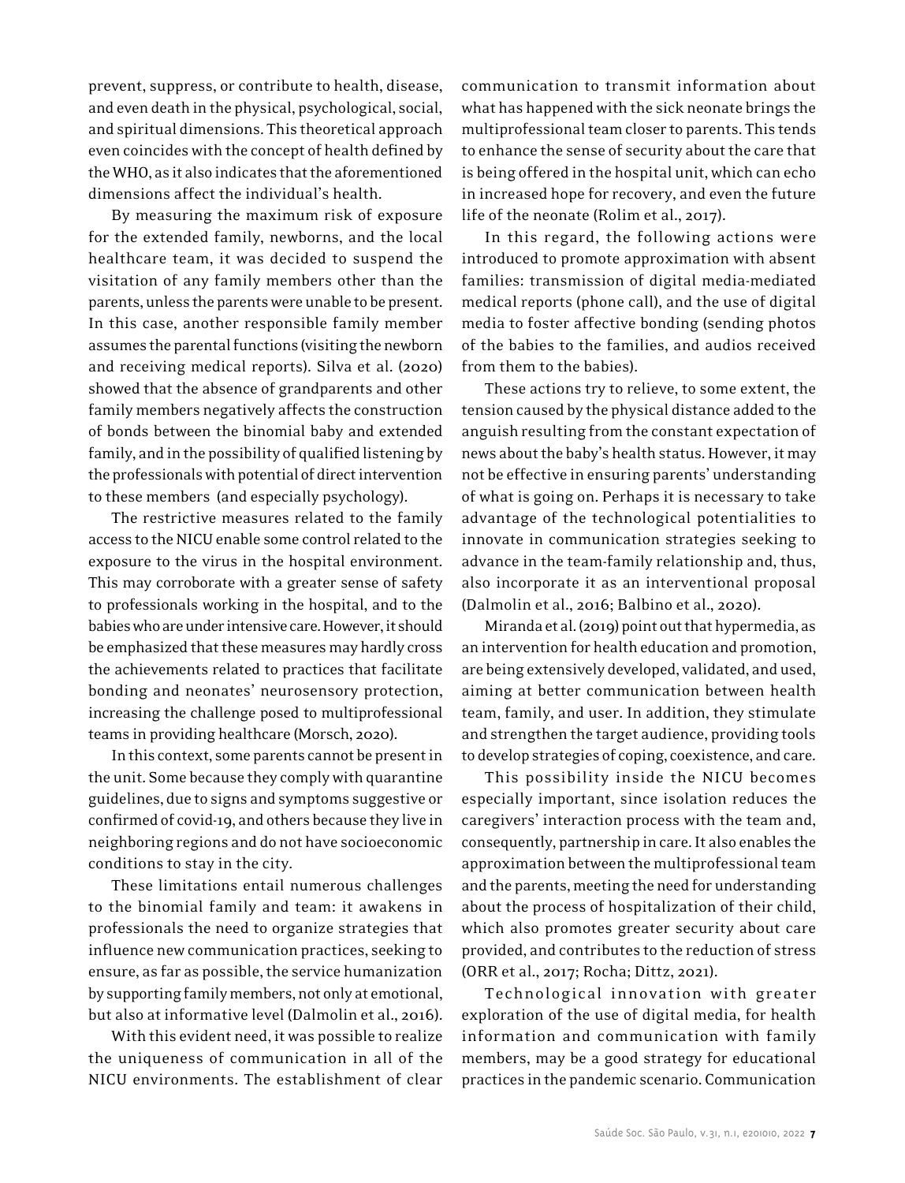prevent, suppress, or contribute to health, disease, and even death in the physical, psychological, social, and spiritual dimensions. This theoretical approach even coincides with the concept of health defined by the WHO, as it also indicates that the aforementioned dimensions affect the individual's health.

By measuring the maximum risk of exposure for the extended family, newborns, and the local healthcare team, it was decided to suspend the visitation of any family members other than the parents, unless the parents were unable to be present. In this case, another responsible family member assumes the parental functions (visiting the newborn and receiving medical reports). Silva et al. (2020) showed that the absence of grandparents and other family members negatively affects the construction of bonds between the binomial baby and extended family, and in the possibility of qualified listening by the professionals with potential of direct intervention to these members (and especially psychology).

The restrictive measures related to the family access to the NICU enable some control related to the exposure to the virus in the hospital environment. This may corroborate with a greater sense of safety to professionals working in the hospital, and to the babies who are under intensive care. However, it should be emphasized that these measures may hardly cross the achievements related to practices that facilitate bonding and neonates' neurosensory protection, increasing the challenge posed to multiprofessional teams in providing healthcare (Morsch, 2020).

In this context, some parents cannot be present in the unit. Some because they comply with quarantine guidelines, due to signs and symptoms suggestive or confirmed of covid-19, and others because they live in neighboring regions and do not have socioeconomic conditions to stay in the city.

These limitations entail numerous challenges to the binomial family and team: it awakens in professionals the need to organize strategies that influence new communication practices, seeking to ensure, as far as possible, the service humanization by supporting family members, not only at emotional, but also at informative level (Dalmolin et al., 2016).

With this evident need, it was possible to realize the uniqueness of communication in all of the NICU environments. The establishment of clear communication to transmit information about what has happened with the sick neonate brings the multiprofessional team closer to parents. This tends to enhance the sense of security about the care that is being offered in the hospital unit, which can echo in increased hope for recovery, and even the future life of the neonate (Rolim et al., 2017).

In this regard, the following actions were introduced to promote approximation with absent families: transmission of digital media-mediated medical reports (phone call), and the use of digital media to foster affective bonding (sending photos of the babies to the families, and audios received from them to the babies).

These actions try to relieve, to some extent, the tension caused by the physical distance added to the anguish resulting from the constant expectation of news about the baby's health status. However, it may not be effective in ensuring parents' understanding of what is going on. Perhaps it is necessary to take advantage of the technological potentialities to innovate in communication strategies seeking to advance in the team-family relationship and, thus, also incorporate it as an interventional proposal (Dalmolin et al., 2016; Balbino et al., 2020).

Miranda et al. (2019) point out that hypermedia, as an intervention for health education and promotion, are being extensively developed, validated, and used, aiming at better communication between health team, family, and user. In addition, they stimulate and strengthen the target audience, providing tools to develop strategies of coping, coexistence, and care.

This possibility inside the NICU becomes especially important, since isolation reduces the caregivers' interaction process with the team and, consequently, partnership in care. It also enables the approximation between the multiprofessional team and the parents, meeting the need for understanding about the process of hospitalization of their child, which also promotes greater security about care provided, and contributes to the reduction of stress (ORR et al., 2017; Rocha; Dittz, 2021).

Technological innovation with greater exploration of the use of digital media, for health information and communication with family members, may be a good strategy for educational practices in the pandemic scenario. Communication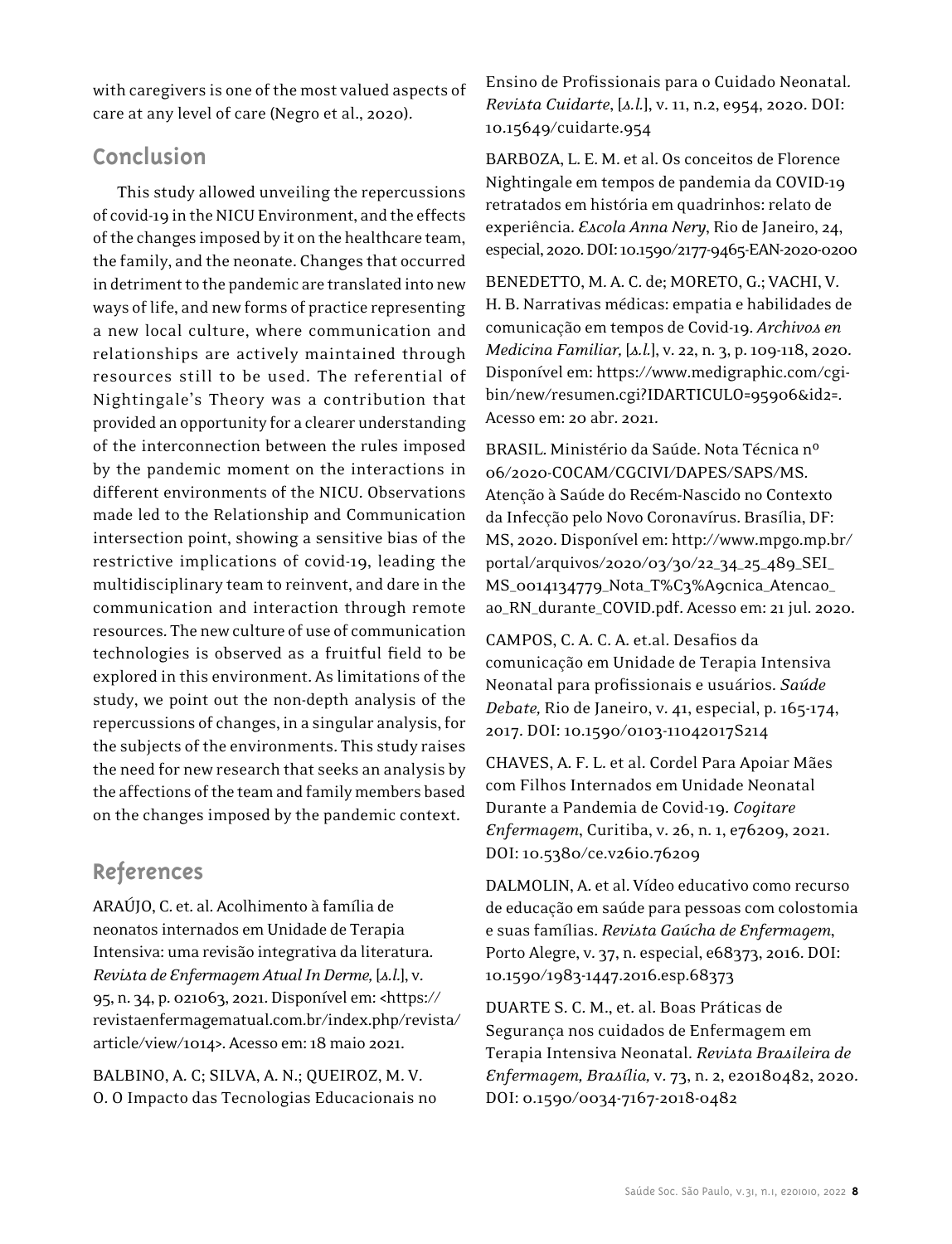with caregivers is one of the most valued aspects of care at any level of care (Negro et al., 2020).

## Conclusion

This study allowed unveiling the repercussions of covid-19 in the NICU Environment, and the effects of the changes imposed by it on the healthcare team, the family, and the neonate. Changes that occurred in detriment to the pandemic are translated into new ways of life, and new forms of practice representing a new local culture, where communication and relationships are actively maintained through resources still to be used. The referential of Nightingale's Theory was a contribution that provided an opportunity for a clearer understanding of the interconnection between the rules imposed by the pandemic moment on the interactions in different environments of the NICU. Observations made led to the Relationship and Communication intersection point, showing a sensitive bias of the restrictive implications of covid-19, leading the multidisciplinary team to reinvent, and dare in the communication and interaction through remote resources. The new culture of use of communication technologies is observed as a fruitful field to be explored in this environment. As limitations of the study, we point out the non-depth analysis of the repercussions of changes, in a singular analysis, for the subjects of the environments. This study raises the need for new research that seeks an analysis by the affections of the team and family members based on the changes imposed by the pandemic context.

## References

ARAÚJO, C. et. al. Acolhimento à família de neonatos internados em Unidade de Terapia Intensiva: uma revisão integrativa da literatura. *Revista de Enfermagem Atual In Derme,* [*s.l.*], v. 95, n. 34, p. 021063, 2021. Disponível em: <https://revistaenfermagematual.com.br/index.php/revista/article/view/1014>. Acesso em: 18 maio 2021.

BALBINO, A. C; SILVA, A. N.; QUEIROZ, M. V. O. O Impacto das Tecnologias Educacionais no Ensino de Profissionais para o Cuidado Neonatal. *Revista Cuidarte*, [*s.l.*], v. 11, n.2, e954, 2020. DOI: 10.15649/cuidarte.954

BARBOZA, L. E. M. et al. Os conceitos de Florence Nightingale em tempos de pandemia da COVID-19 retratados em história em quadrinhos: relato de experiência. *Escola Anna Nery*, Rio de Janeiro, 24, especial, 2020. DOI: 10.1590/2177-9465-EAN-2020-0200

BENEDETTO, M. A. C. de; MORETO, G.; VACHI, V. H. B. Narrativas médicas: empatia e habilidades de comunicação em tempos de Covid-19. *Archivos en Medicina Familiar,* [*s.l.*], v. 22, n. 3, p. 109-118, 2020. Disponível em: https://www.medigraphic.com/cgi-bin/new/resumen.cgi?IDARTICULO=95906&id2=. Acesso em: 20 abr. 2021.

BRASIL. Ministério da Saúde. Nota Técnica nº 06/2020-COCAM/CGCIVI/DAPES/SAPS/MS. Atenção à Saúde do Recém-Nascido no Contexto da Infecção pelo Novo Coronavírus. Brasília, DF: MS, 2020. Disponível em: http://www.mpgo.mp.br/portal/arquivos/2020/03/30/22_34_25_489_SEI_MS_0014134779_Nota_T%C3%A9cnica_Atencao_ao_RN_durante_COVID.pdf. Acesso em: 21 jul. 2020.

CAMPOS, C. A. C. A. et.al. Desafios da comunicação em Unidade de Terapia Intensiva Neonatal para profissionais e usuários. *Saúde Debate,* Rio de Janeiro, v. 41, especial, p. 165-174, 2017. DOI: 10.1590/0103-11042017S214

CHAVES, A. F. L. et al. Cordel Para Apoiar Mães com Filhos Internados em Unidade Neonatal Durante a Pandemia de Covid-19. *Cogitare Enfermagem*, Curitiba, v. 26, n. 1, e76209, 2021. DOI: 10.5380/ce.v26i0.76209

DALMOLIN, A. et al. Vídeo educativo como recurso de educação em saúde para pessoas com colostomia e suas famílias. *Revista Gaúcha de Enfermagem*, Porto Alegre, v. 37, n. especial, e68373, 2016. DOI: 10.1590/1983-1447.2016.esp.68373

DUARTE S. C. M., et. al. Boas Práticas de Segurança nos cuidados de Enfermagem em Terapia Intensiva Neonatal. *Revista Brasileira de Enfermagem, Brasília,* v. 73, n. 2, e20180482, 2020. DOI: 0.1590/0034-7167-2018-0482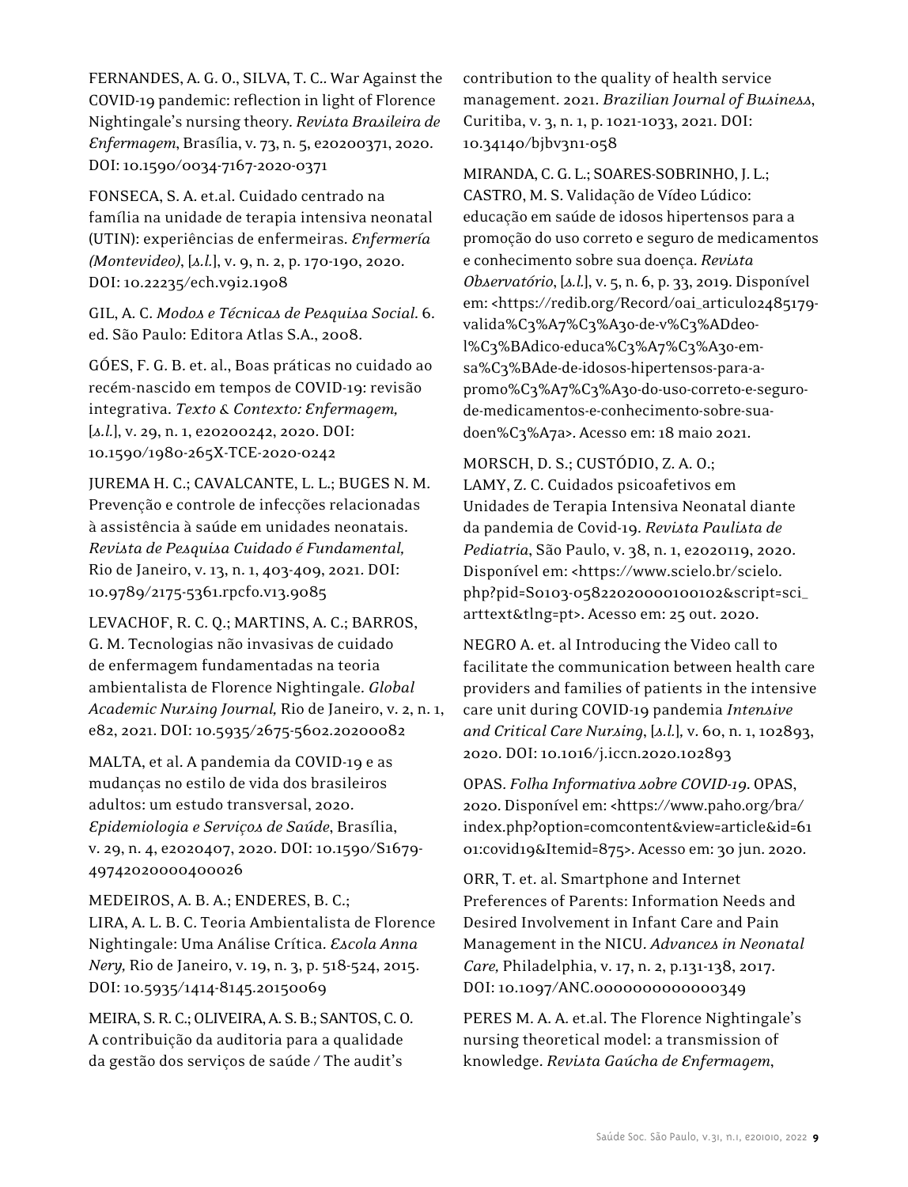FERNANDES, A. G. O., SILVA, T. C.. War Against the COVID-19 pandemic: reflection in light of Florence Nightingale's nursing theory. *Revista Brasileira de Enfermagem*, Brasília, v. 73, n. 5, e20200371, 2020. DOI: 10.1590/0034-7167-2020-0371

FONSECA, S. A. et.al. Cuidado centrado na família na unidade de terapia intensiva neonatal (UTIN): experiências de enfermeiras. *Enfermería (Montevideo)*, [*s.l.*], v. 9, n. 2, p. 170-190, 2020. DOI: 10.22235/ech.v9i2.1908

GIL, A. C. *Modos e Técnicas de Pesquisa Social*. 6. ed. São Paulo: Editora Atlas S.A., 2008.

GÓES, F. G. B. et. al., Boas práticas no cuidado ao recém-nascido em tempos de COVID-19: revisão integrativa. *Texto & Contexto: Enfermagem,* [*s.l.*], v. 29, n. 1, e20200242, 2020. DOI: 10.1590/1980-265X-TCE-2020-0242

JUREMA H. C.; CAVALCANTE, L. L.; BUGES N. M. Prevenção e controle de infecções relacionadas à assistência à saúde em unidades neonatais. *Revista de Pesquisa Cuidado é Fundamental,* Rio de Janeiro, v. 13, n. 1, 403-409, 2021. DOI: 10.9789/2175-5361.rpcfo.v13.9085

LEVACHOF, R. C. Q.; MARTINS, A. C.; BARROS, G. M. Tecnologias não invasivas de cuidado de enfermagem fundamentadas na teoria ambientalista de Florence Nightingale. *Global Academic Nursing Journal,* Rio de Janeiro, v. 2, n. 1, e82, 2021. DOI: 10.5935/2675-5602.20200082

MALTA, et al. A pandemia da COVID-19 e as mudanças no estilo de vida dos brasileiros adultos: um estudo transversal, 2020. *Epidemiologia e Serviços de Saúde*, Brasília, v. 29, n. 4, e2020407, 2020. DOI: 10.1590/S1679-49742020000400026

MEDEIROS, A. B. A.; ENDERES, B. C.; LIRA, A. L. B. C. Teoria Ambientalista de Florence Nightingale: Uma Análise Crítica. *Escola Anna Nery,* Rio de Janeiro, v. 19, n. 3, p. 518-524, 2015. DOI: 10.5935/1414-8145.20150069

MEIRA, S. R. C.; OLIVEIRA, A. S. B.; SANTOS, C. O. A contribuição da auditoria para a qualidade da gestão dos serviços de saúde / The audit's contribution to the quality of health service management. 2021. *Brazilian Journal of Business*, Curitiba, v. 3, n. 1, p. 1021-1033, 2021. DOI: 10.34140/bjbv3n1-058

MIRANDA, C. G. L.; SOARES-SOBRINHO, J. L.; CASTRO, M. S. Validação de Vídeo Lúdico: educação em saúde de idosos hipertensos para a promoção do uso correto e seguro de medicamentos e conhecimento sobre sua doença. *Revista Observatório*, [*s.l.*], v. 5, n. 6, p. 33, 2019. Disponível em: <https://redib.org/Record/oai_articulo2485179-valida%C3%A7%C3%A3o-de-v%C3%ADdeo-l%C3%BAdico-educa%C3%A7%C3%A3o-em-sa%C3%BAde-de-idosos-hipertensos-para-a-promo%C3%A7%C3%A3o-do-uso-correto-e-seguro-de-medicamentos-e-conhecimento-sobre-sua-doen%C3%A7a>. Acesso em: 18 maio 2021.

MORSCH, D. S.; CUSTÓDIO, Z. A. O.; LAMY, Z. C. Cuidados psicoafetivos em Unidades de Terapia Intensiva Neonatal diante da pandemia de Covid-19. *Revista Paulista de Pediatria*, São Paulo, v. 38, n. 1, e2020119, 2020. Disponível em: <https://www.scielo.br/scielo.php?pid=S0103-05822020000100102&script=sci_arttext&tlng=pt>. Acesso em: 25 out. 2020.

NEGRO A. et. al Introducing the Video call to facilitate the communication between health care providers and families of patients in the intensive care unit during COVID-19 pandemia *Intensive and Critical Care Nursing*, [*s.l.*], v. 60, n. 1, 102893, 2020. DOI: 10.1016/j.iccn.2020.102893

OPAS. *Folha Informativa sobre COVID-19*. OPAS, 2020. Disponível em: <https://www.paho.org/bra/index.php?option=comcontent&view=article&id=6101:covid19&Itemid=875>. Acesso em: 30 jun. 2020.

ORR, T. et. al. Smartphone and Internet Preferences of Parents: Information Needs and Desired Involvement in Infant Care and Pain Management in the NICU. *Advances in Neonatal Care,* Philadelphia, v. 17, n. 2, p.131-138, 2017. DOI: 10.1097/ANC.0000000000000349

PERES M. A. A. et.al. The Florence Nightingale's nursing theoretical model: a transmission of knowledge. *Revista Gaúcha de Enfermagem*,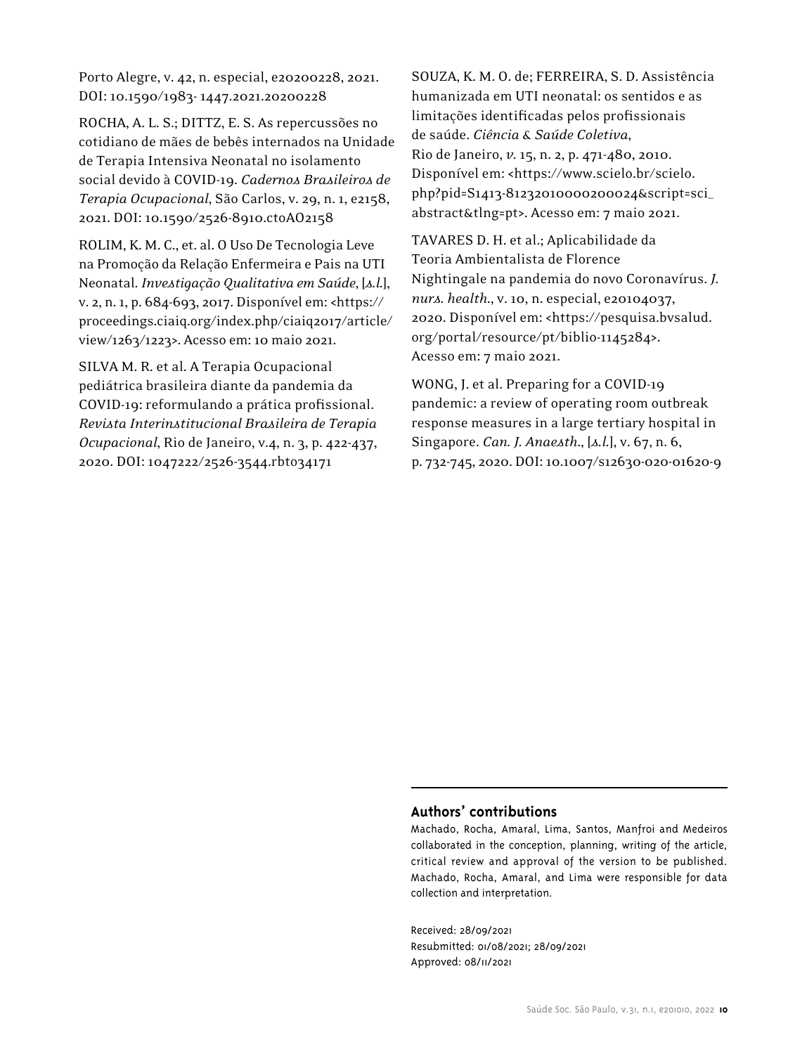Porto Alegre, v. 42, n. especial, e20200228, 2021. DOI: 10.1590/1983- 1447.2021.20200228

ROCHA, A. L. S.; DITTZ, E. S. As repercussões no cotidiano de mães de bebês internados na Unidade de Terapia Intensiva Neonatal no isolamento social devido à COVID-19. *Cadernos Brasileiros de Terapia Ocupacional*, São Carlos, v. 29, n. 1, e2158, 2021. DOI: 10.1590/2526-8910.ctoAO2158

ROLIM, K. M. C., et. al. O Uso De Tecnologia Leve na Promoção da Relação Enfermeira e Pais na UTI Neonatal. *Investigação Qualitativa em Saúde*, [*s.l.*], v. 2, n. 1, p. 684-693, 2017. Disponível em: <https://proceedings.ciaiq.org/index.php/ciaiq2017/article/view/1263/1223>. Acesso em: 10 maio 2021.

SILVA M. R. et al. A Terapia Ocupacional pediátrica brasileira diante da pandemia da COVID-19: reformulando a prática profissional. *Revista Interinstitucional Brasileira de Terapia Ocupacional*, Rio de Janeiro, v.4, n. 3, p. 422-437, 2020. DOI: 1047222/2526-3544.rbto34171

SOUZA, K. M. O. de; FERREIRA, S. D. Assistência humanizada em UTI neonatal: os sentidos e as limitações identificadas pelos profissionais de saúde. *Ciência & Saúde Coletiva*, Rio de Janeiro, *v.* 15, n. 2, p. 471-480, 2010. Disponível em: <https://www.scielo.br/scielo.php?pid=S1413-81232010000200024&script=sci_abstract&tlng=pt>. Acesso em: 7 maio 2021.

TAVARES D. H. et al.; Aplicabilidade da Teoria Ambientalista de Florence Nightingale na pandemia do novo Coronavírus. *J. nurs. health.*, v. 10, n. especial, e20104037, 2020. Disponível em: <https://pesquisa.bvsalud.org/portal/resource/pt/biblio-1145284>. Acesso em: 7 maio 2021.

WONG, J. et al. Preparing for a COVID-19 pandemic: a review of operating room outbreak response measures in a large tertiary hospital in Singapore. *Can. J. Anaesth.*, [*s.l.*], v. 67, n. 6, p. 732-745, 2020. DOI: 10.1007/s12630-020-01620-9

---

**Authors' contributions**

Machado, Rocha, Amaral, Lima, Santos, Manfroi and Medeiros collaborated in the conception, planning, writing of the article, critical review and approval of the version to be published. Machado, Rocha, Amaral, and Lima were responsible for data collection and interpretation.

Received: 28/09/2021
Resubmitted: 01/08/2021; 28/09/2021
Approved: 08/11/2021